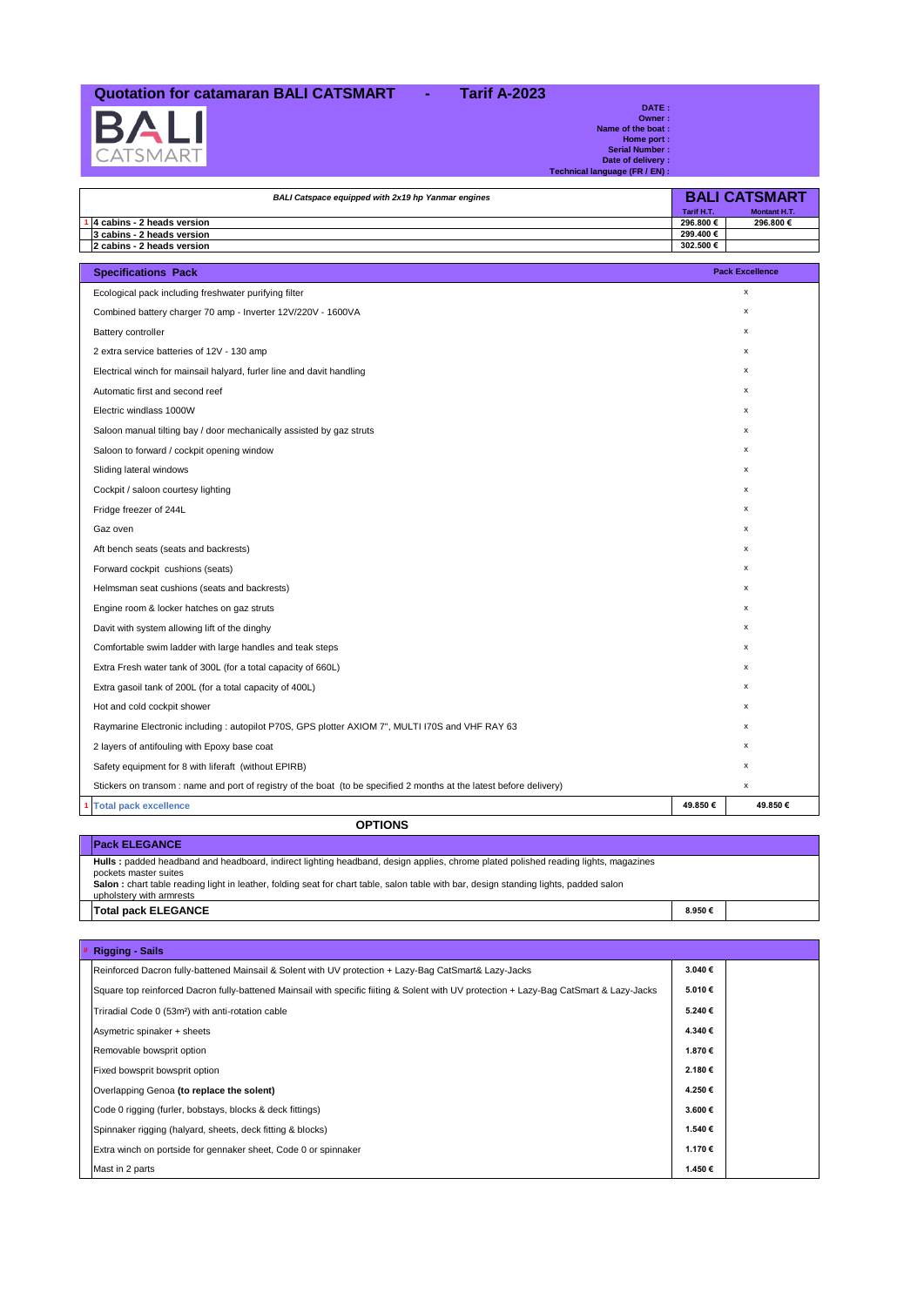# Quotation for catamaran BALI CATSMART - Tarif A-2023

BALI CATSMART

**DATE :**
**Owner :**
**Name of the boat :**
**Home port :**
**Serial Number :**
**Date of delivery :**
**Technical language (FR / EN) :**

| | *BALI Catspace equipped with 2x19 hp Yanmar engines* | **BALI CATSMART** | |
|---|---|---|---|
| | | Tarif H.T. | Montant H.T. |
| 1 | **4 cabins - 2 heads version** | **296.800 €** | **296.800 €** |
| | **3 cabins - 2 heads version** | **299.400 €** | |
| | **2 cabins - 2 heads version** | **302.500 €** | |

| | **Specifications Pack** | | **Pack Excellence** |
|---|---|---|---|
| | Ecological pack including freshwater purifying filter | | x |
| | Combined battery charger 70 amp - Inverter 12V/220V - 1600VA | | x |
| | Battery controller | | x |
| | 2 extra service batteries of 12V - 130 amp | | x |
| | Electrical winch for mainsail halyard, furler line and davit handling | | x |
| | Automatic first and second reef | | x |
| | Electric windlass 1000W | | x |
| | Saloon manual tilting bay / door mechanically assisted by gaz struts | | x |
| | Saloon to forward / cockpit opening window | | x |
| | Sliding lateral windows | | x |
| | Cockpit / saloon courtesy lighting | | x |
| | Fridge freezer of 244L | | x |
| | Gaz oven | | x |
| | Aft bench seats (seats and backrests) | | x |
| | Forward cockpit cushions (seats) | | x |
| | Helmsman seat cushions (seats and backrests) | | x |
| | Engine room & locker hatches on gaz struts | | x |
| | Davit with system allowing lift of the dinghy | | x |
| | Comfortable swim ladder with large handles and teak steps | | x |
| | Extra Fresh water tank of 300L (for a total capacity of 660L) | | x |
| | Extra gasoil tank of 200L (for a total capacity of 400L) | | x |
| | Hot and cold cockpit shower | | x |
| | Raymarine Electronic including : autopilot P70S, GPS plotter AXIOM 7", MULTI I70S and VHF RAY 63 | | x |
| | 2 layers of antifouling with Epoxy base coat | | x |
| | Safety equipment for 8 with liferaft (without EPIRB) | | x |
| | Stickers on transom : name and port of registry of the boat (to be specified 2 months at the latest before delivery) | | x |
| 1 | **Total pack excellence** | **49.850 €** | **49.850 €** |

## OPTIONS

| | **Pack ELEGANCE** | | |
|---|---|---|---|
| | **Hulls :** padded headband and headboard, indirect lighting headband, design applies, chrome plated polished reading lights, magazines pockets master suites<br>**Salon :** chart table reading light in leather, folding seat for chart table, salon table with bar, design standing lights, padded salon upholstery with armrests | | |
| | **Total pack ELEGANCE** | **8.950 €** | |

| # | **Rigging - Sails** | | |
|---|---|---|---|
| | Reinforced Dacron fully-battened Mainsail & Solent with UV protection + Lazy-Bag CatSmart& Lazy-Jacks | **3.040 €** | |
| | Square top reinforced Dacron fully-battened Mainsail with specific fiiting & Solent with UV protection + Lazy-Bag CatSmart & Lazy-Jacks | **5.010 €** | |
| | Triradial Code 0 (53m²) with anti-rotation cable | **5.240 €** | |
| | Asymetric spinaker + sheets | **4.340 €** | |
| | Removable bowsprit option | **1.870 €** | |
| | Fixed bowsprit bowsprit option | **2.180 €** | |
| | Overlapping Genoa **(to replace the solent)** | **4.250 €** | |
| | Code 0 rigging (furler, bobstays, blocks & deck fittings) | **3.600 €** | |
| | Spinnaker rigging (halyard, sheets, deck fitting & blocks) | **1.540 €** | |
| | Extra winch on portside for gennaker sheet, Code 0 or spinnaker | **1.170 €** | |
| | Mast in 2 parts | **1.450 €** | |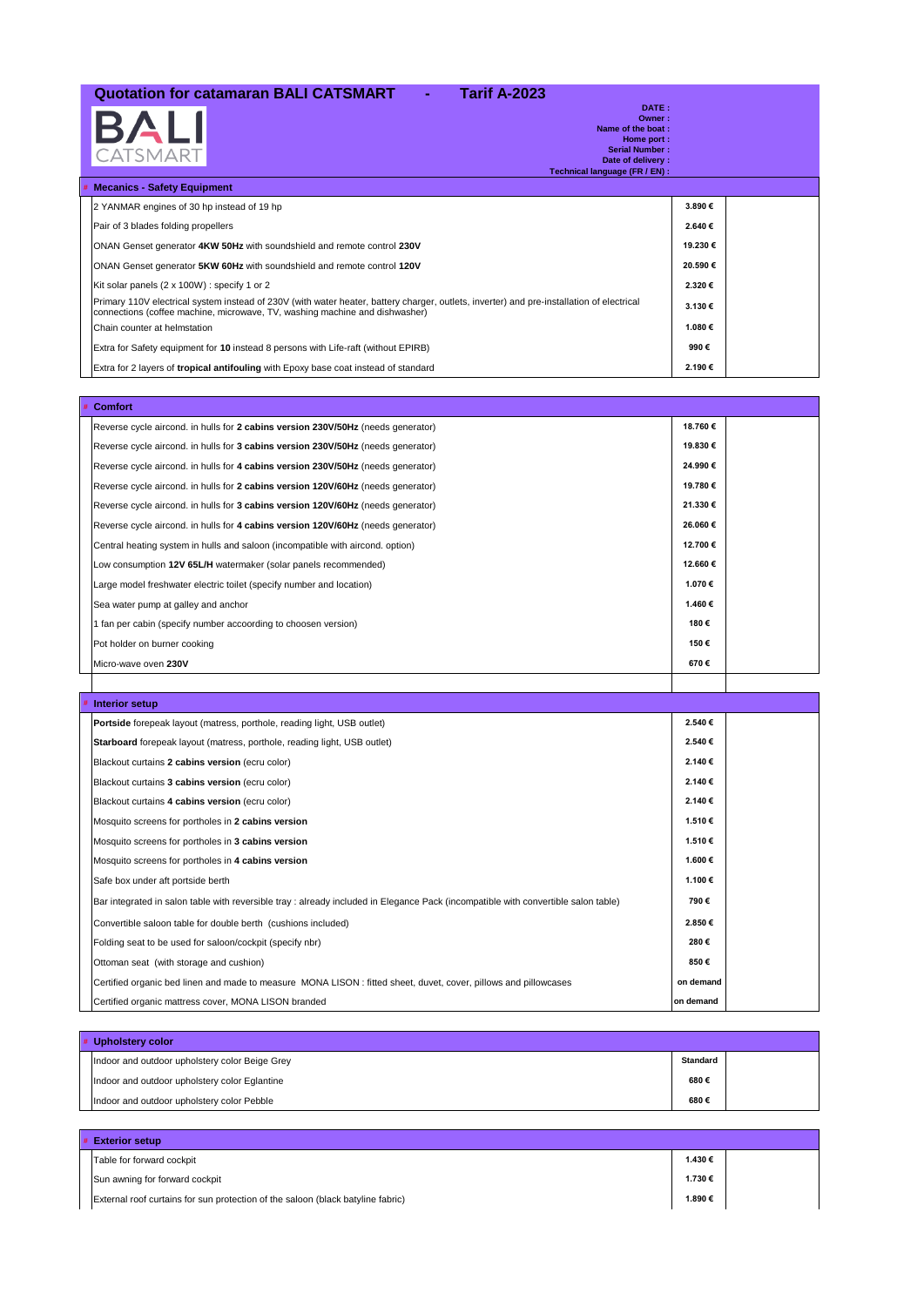# Quotation for catamaran BALI CATSMART - Tarif A-2023

BALI CATSMART

**DATE :**
**Owner :**
**Name of the boat :**
**Home port :**
**Serial Number :**
**Date of delivery :**
**Technical language (FR / EN) :**

| Mecanics - Safety Equipment | | |
|---|---|---|
| 2 YANMAR engines of 30 hp instead of 19 hp | 3.890 € | |
| Pair of 3 blades folding propellers | 2.640 € | |
| ONAN Genset generator **4KW 50Hz** with soundshield and remote control **230V** | 19.230 € | |
| ONAN Genset generator **5KW 60Hz** with soundshield and remote control **120V** | 20.590 € | |
| Kit solar panels (2 x 100W) : specify 1 or 2 | 2.320 € | |
| Primary 110V electrical system instead of 230V (with water heater, battery charger, outlets, inverter) and pre-installation of electrical connections (coffee machine, microwave, TV, washing machine and dishwasher) | 3.130 € | |
| Chain counter at helmstation | 1.080 € | |
| Extra for Safety equipment for **10** instead 8 persons with Life-raft (without EPIRB) | 990 € | |
| Extra for 2 layers of **tropical antifouling** with Epoxy base coat instead of standard | 2.190 € | |

| Comfort | | |
|---|---|---|
| Reverse cycle aircond. in hulls for **2 cabins version 230V/50Hz** (needs generator) | 18.760 € | |
| Reverse cycle aircond. in hulls for **3 cabins version 230V/50Hz** (needs generator) | 19.830 € | |
| Reverse cycle aircond. in hulls for **4 cabins version 230V/50Hz** (needs generator) | 24.990 € | |
| Reverse cycle aircond. in hulls for **2 cabins version 120V/60Hz** (needs generator) | 19.780 € | |
| Reverse cycle aircond. in hulls for **3 cabins version 120V/60Hz** (needs generator) | 21.330 € | |
| Reverse cycle aircond. in hulls for **4 cabins version 120V/60Hz** (needs generator) | 26.060 € | |
| Central heating system in hulls and saloon (incompatible with aircond. option) | 12.700 € | |
| Low consumption **12V 65L/H** watermaker (solar panels recommended) | 12.660 € | |
| Large model freshwater electric toilet (specify number and location) | 1.070 € | |
| Sea water pump at galley and anchor | 1.460 € | |
| 1 fan per cabin (specify number accoording to choosen version) | 180 € | |
| Pot holder on burner cooking | 150 € | |
| Micro-wave oven **230V** | 670 € | |
| | | |

| Interior setup | | |
|---|---|---|
| **Portside** forepeak layout (matress, porthole, reading light, USB outlet) | 2.540 € | |
| **Starboard** forepeak layout (matress, porthole, reading light, USB outlet) | 2.540 € | |
| Blackout curtains **2 cabins version** (ecru color) | 2.140 € | |
| Blackout curtains **3 cabins version** (ecru color) | 2.140 € | |
| Blackout curtains **4 cabins version** (ecru color) | 2.140 € | |
| Mosquito screens for portholes in **2 cabins version** | 1.510 € | |
| Mosquito screens for portholes in **3 cabins version** | 1.510 € | |
| Mosquito screens for portholes in **4 cabins version** | 1.600 € | |
| Safe box under aft portside berth | 1.100 € | |
| Bar integrated in salon table with reversible tray : already included in Elegance Pack (incompatible with convertible salon table) | 790 € | |
| Convertible saloon table for double berth (cushions included) | 2.850 € | |
| Folding seat to be used for saloon/cockpit (specify nbr) | 280 € | |
| Ottoman seat (with storage and cushion) | 850 € | |
| Certified organic bed linen and made to measure MONA LISON : fitted sheet, duvet, cover, pillows and pillowcases | on demand | |
| Certified organic mattress cover, MONA LISON branded | on demand | |

| Upholstery color | | |
|---|---|---|
| Indoor and outdoor upholstery color Beige Grey | Standard | |
| Indoor and outdoor upholstery color Eglantine | 680 € | |
| Indoor and outdoor upholstery color Pebble | 680 € | |

| Exterior setup | | |
|---|---|---|
| Table for forward cockpit | 1.430 € | |
| Sun awning for forward cockpit | 1.730 € | |
| External roof curtains for sun protection of the saloon (black batyline fabric) | 1.890 € | |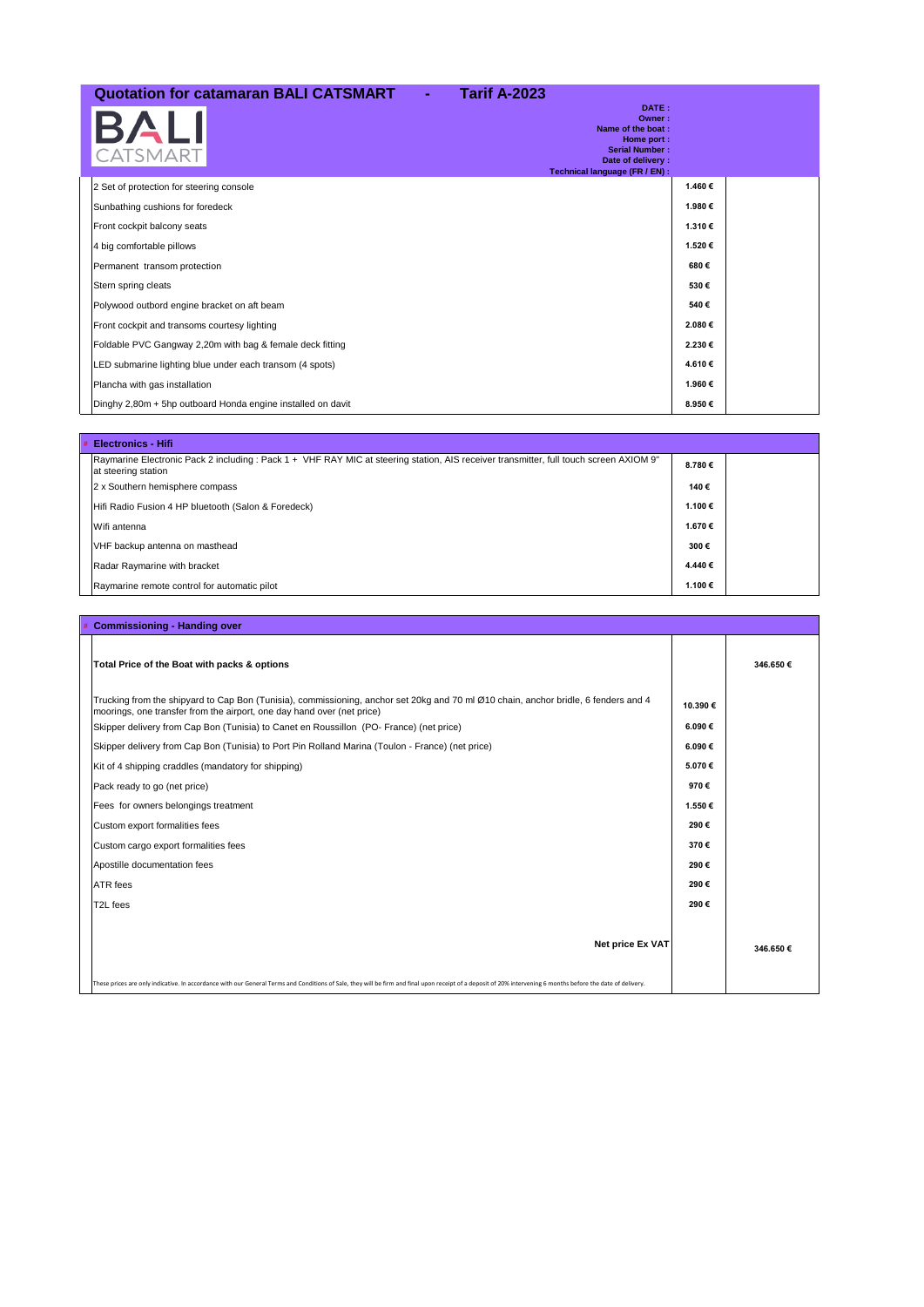## Quotation for catamaran BALI CATSMART - Tarif A-2023

BALI CATSMART

**DATE :**
**Owner :**
**Name of the boat :**
**Home port :**
**Serial Number :**
**Date of delivery :**
**Technical language (FR / EN) :**

| | | |
|---|---|---|
| 2 Set of protection for steering console | 1.460 € | |
| Sunbathing cushions for foredeck | 1.980 € | |
| Front cockpit balcony seats | 1.310 € | |
| 4 big comfortable pillows | 1.520 € | |
| Permanent transom protection | 680 € | |
| Stern spring cleats | 530 € | |
| Polywood outbord engine bracket on aft beam | 540 € | |
| Front cockpit and transoms courtesy lighting | 2.080 € | |
| Foldable PVC Gangway 2,20m with bag & female deck fitting | 2.230 € | |
| LED submarine lighting blue under each transom (4 spots) | 4.610 € | |
| Plancha with gas installation | 1.960 € | |
| Dinghy 2,80m + 5hp outboard Honda engine installed on davit | 8.950 € | |

| Electronics - Hifi | | |
|---|---|---|
| Raymarine Electronic Pack 2 including : Pack 1 + VHF RAY MIC at steering station, AIS receiver transmitter, full touch screen AXIOM 9" at steering station | 8.780 € | |
| 2 x Southern hemisphere compass | 140 € | |
| Hifi Radio Fusion 4 HP bluetooth (Salon & Foredeck) | 1.100 € | |
| Wifi antenna | 1.670 € | |
| VHF backup antenna on masthead | 300 € | |
| Radar Raymarine with bracket | 4.440 € | |
| Raymarine remote control for automatic pilot | 1.100 € | |

| Commissioning - Handing over | | |
|---|---|---|
| **Total Price of the Boat with packs & options** | | 346.650 € |
| Trucking from the shipyard to Cap Bon (Tunisia), commissioning, anchor set 20kg and 70 ml Ø10 chain, anchor bridle, 6 fenders and 4 moorings, one transfer from the airport, one day hand over (net price) | 10.390 € | |
| Skipper delivery from Cap Bon (Tunisia) to Canet en Roussillon (PO- France) (net price) | 6.090 € | |
| Skipper delivery from Cap Bon (Tunisia) to Port Pin Rolland Marina (Toulon - France) (net price) | 6.090 € | |
| Kit of 4 shipping craddles (mandatory for shipping) | 5.070 € | |
| Pack ready to go (net price) | 970 € | |
| Fees for owners belongings treatment | 1.550 € | |
| Custom export formalities fees | 290 € | |
| Custom cargo export formalities fees | 370 € | |
| Apostille documentation fees | 290 € | |
| ATR fees | 290 € | |
| T2L fees | 290 € | |
| **Net price Ex VAT** | | 346.650 € |

These prices are only indicative. In accordance with our General Terms and Conditions of Sale, they will be firm and final upon receipt of a deposit of 20% intervening 6 months before the date of delivery.